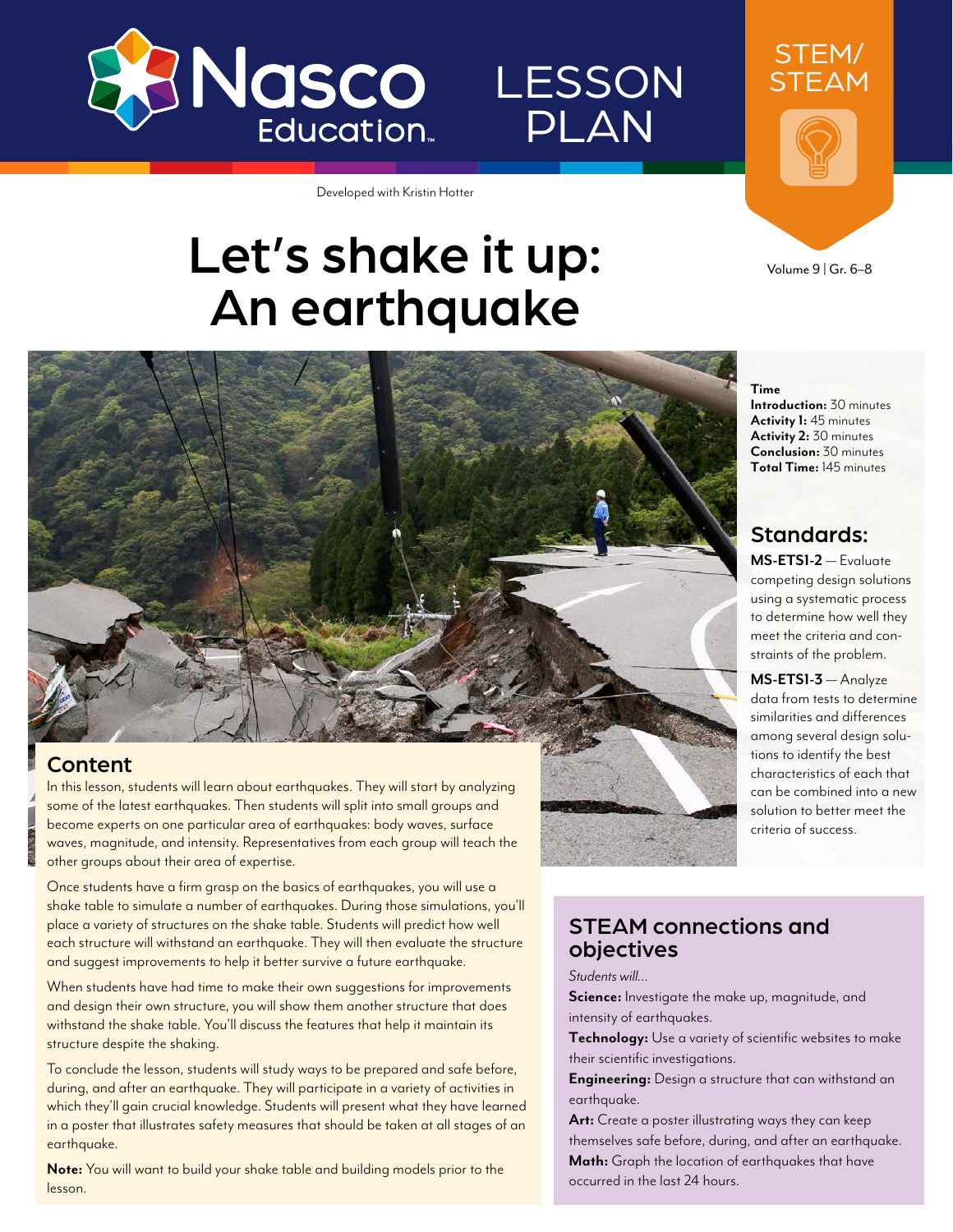Nasco Education

LESSON PLAN

STEM/STEAM

Developed with Kristin Hotter

# Let's shake it up: An earthquake

Volume 9 | Gr. 6–8

**Time**
**Introduction:** 30 minutes
**Activity 1:** 45 minutes
**Activity 2:** 30 minutes
**Conclusion:** 30 minutes
**Total Time:** 145 minutes

## Standards:

**MS-ETS1-2** — Evaluate competing design solutions using a systematic process to determine how well they meet the criteria and constraints of the problem.

**MS-ETS1-3** — Analyze data from tests to determine similarities and differences among several design solutions to identify the best characteristics of each that can be combined into a new solution to better meet the criteria of success.

## Content

In this lesson, students will learn about earthquakes. They will start by analyzing some of the latest earthquakes. Then students will split into small groups and become experts on one particular area of earthquakes: body waves, surface waves, magnitude, and intensity. Representatives from each group will teach the other groups about their area of expertise.

Once students have a firm grasp on the basics of earthquakes, you will use a shake table to simulate a number of earthquakes. During those simulations, you'll place a variety of structures on the shake table. Students will predict how well each structure will withstand an earthquake. They will then evaluate the structure and suggest improvements to help it better survive a future earthquake.

When students have had time to make their own suggestions for improvements and design their own structure, you will show them another structure that does withstand the shake table. You'll discuss the features that help it maintain its structure despite the shaking.

To conclude the lesson, students will study ways to be prepared and safe before, during, and after an earthquake. They will participate in a variety of activities in which they'll gain crucial knowledge. Students will present what they have learned in a poster that illustrates safety measures that should be taken at all stages of an earthquake.

**Note:** You will want to build your shake table and building models prior to the lesson.

## STEAM connections and objectives

*Students will...*

**Science:** Investigate the make up, magnitude, and intensity of earthquakes.

**Technology:** Use a variety of scientific websites to make their scientific investigations.

**Engineering:** Design a structure that can withstand an earthquake.

**Art:** Create a poster illustrating ways they can keep themselves safe before, during, and after an earthquake.

**Math:** Graph the location of earthquakes that have occurred in the last 24 hours.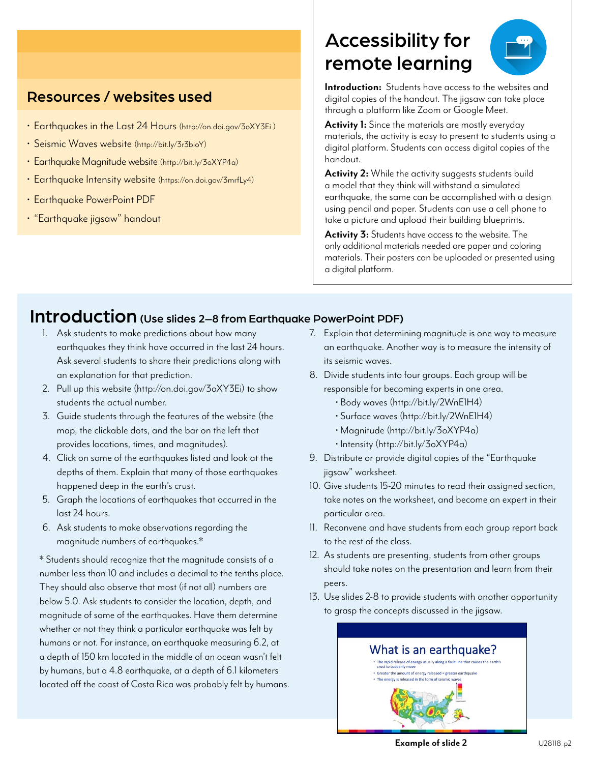## Resources / websites used

- Earthquakes in the Last 24 Hours (http://on.doi.gov/3oXY3Ei )
- Seismic Waves website (http://bit.ly/3r3bioY)
- Earthquake Magnitude website (http://bit.ly/3oXYP4a)
- Earthquake Intensity website (https://on.doi.gov/3mrfLy4)
- Earthquake PowerPoint PDF
- "Earthquake jigsaw" handout

## Accessibility for remote learning

**Introduction:** Students have access to the websites and digital copies of the handout. The jigsaw can take place through a platform like Zoom or Google Meet.

**Activity 1:** Since the materials are mostly everyday materials, the activity is easy to present to students using a digital platform. Students can access digital copies of the handout.

**Activity 2:** While the activity suggests students build a model that they think will withstand a simulated earthquake, the same can be accomplished with a design using pencil and paper. Students can use a cell phone to take a picture and upload their building blueprints.

**Activity 3:** Students have access to the website. The only additional materials needed are paper and coloring materials. Their posters can be uploaded or presented using a digital platform.

# Introduction (Use slides 2–8 from Earthquake PowerPoint PDF)

1. Ask students to make predictions about how many earthquakes they think have occurred in the last 24 hours. Ask several students to share their predictions along with an explanation for that prediction.
2. Pull up this website (http://on.doi.gov/3oXY3Ei) to show students the actual number.
3. Guide students through the features of the website (the map, the clickable dots, and the bar on the left that provides locations, times, and magnitudes).
4. Click on some of the earthquakes listed and look at the depths of them. Explain that many of those earthquakes happened deep in the earth's crust.
5. Graph the locations of earthquakes that occurred in the last 24 hours.
6. Ask students to make observations regarding the magnitude numbers of earthquakes.*

\* Students should recognize that the magnitude consists of a number less than 10 and includes a decimal to the tenths place. They should also observe that most (if not all) numbers are below 5.0. Ask students to consider the location, depth, and magnitude of some of the earthquakes. Have them determine whether or not they think a particular earthquake was felt by humans or not. For instance, an earthquake measuring 6.2, at a depth of 150 km located in the middle of an ocean wasn't felt by humans, but a 4.8 earthquake, at a depth of 6.1 kilometers located off the coast of Costa Rica was probably felt by humans.

7. Explain that determining magnitude is one way to measure an earthquake. Another way is to measure the intensity of its seismic waves.
8. Divide students into four groups. Each group will be responsible for becoming experts in one area.
   - Body waves (http://bit.ly/2WnE1H4)
   - Surface waves (http://bit.ly/2WnE1H4)
   - Magnitude (http://bit.ly/3oXYP4a)
   - Intensity (http://bit.ly/3oXYP4a)
9. Distribute or provide digital copies of the "Earthquake jigsaw" worksheet.
10. Give students 15-20 minutes to read their assigned section, take notes on the worksheet, and become an expert in their particular area.
11. Reconvene and have students from each group report back to the rest of the class.
12. As students are presenting, students from other groups should take notes on the presentation and learn from their peers.
13. Use slides 2-8 to provide students with another opportunity to grasp the concepts discussed in the jigsaw.

**Example of slide 2**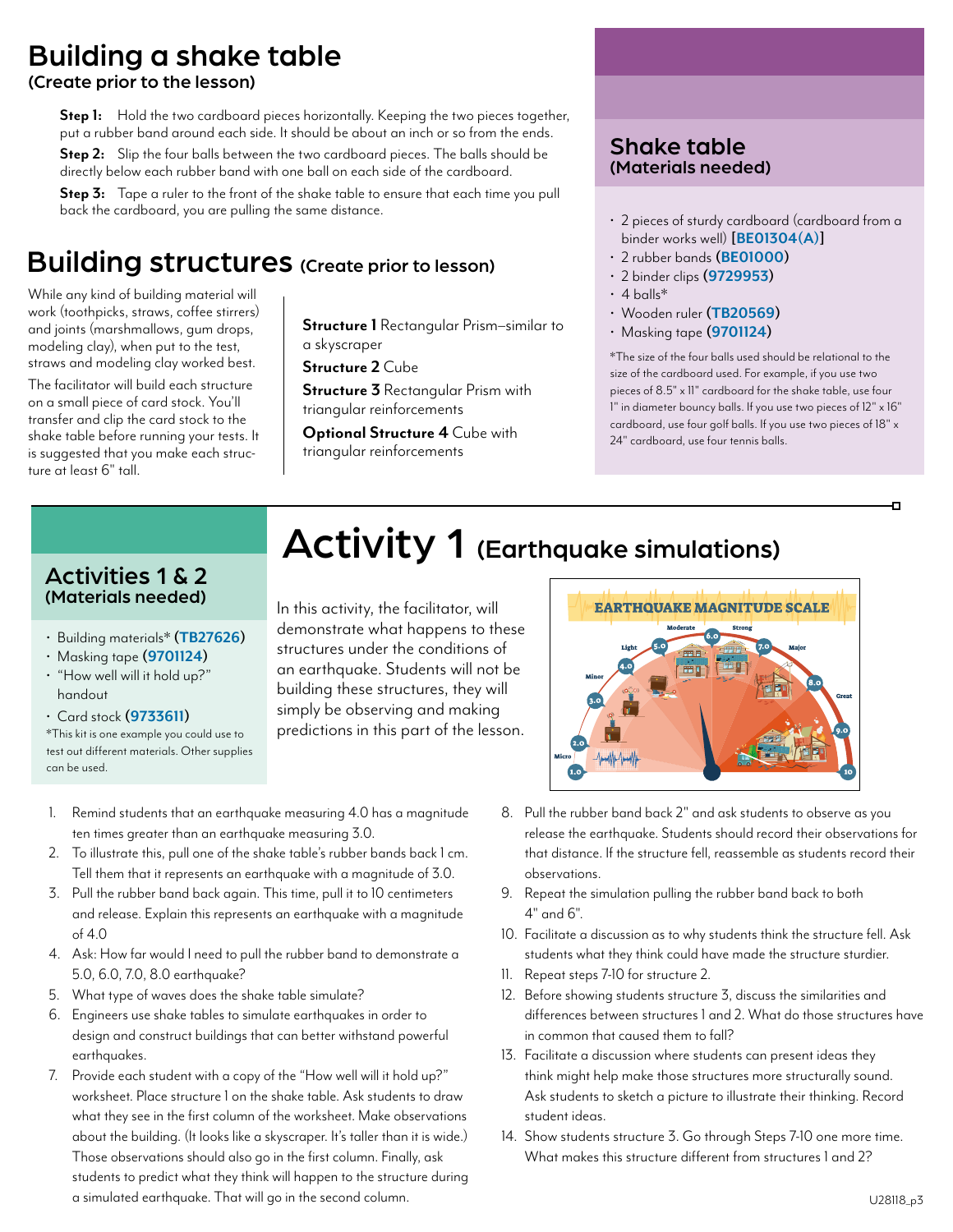# Building a shake table

**(Create prior to the lesson)**

**Step 1:** Hold the two cardboard pieces horizontally. Keeping the two pieces together, put a rubber band around each side. It should be about an inch or so from the ends.

**Step 2:** Slip the four balls between the two cardboard pieces. The balls should be directly below each rubber band with one ball on each side of the cardboard.

**Step 3:** Tape a ruler to the front of the shake table to ensure that each time you pull back the cardboard, you are pulling the same distance.

## Shake table

**(Materials needed)**

- 2 pieces of sturdy cardboard (cardboard from a binder works well) **[BE01304(A)]**
- 2 rubber bands **(BE01000)**
- 2 binder clips **(9729953)**
- 4 balls*
- Wooden ruler **(TB20569)**
- Masking tape **(9701124)**

*The size of the four balls used should be relational to the size of the cardboard used. For example, if you use two pieces of 8.5" x 11" cardboard for the shake table, use four 1" in diameter bouncy balls. If you use two pieces of 12" x 16" cardboard, use four golf balls. If you use two pieces of 18" x 24" cardboard, use four tennis balls.

# Building structures (Create prior to lesson)

While any kind of building material will work (toothpicks, straws, coffee stirrers) and joints (marshmallows, gum drops, modeling clay), when put to the test, straws and modeling clay worked best.

The facilitator will build each structure on a small piece of card stock. You'll transfer and clip the card stock to the shake table before running your tests. It is suggested that you make each structure at least 6" tall.

**Structure 1** Rectangular Prism–similar to a skyscraper

**Structure 2** Cube

**Structure 3** Rectangular Prism with triangular reinforcements

**Optional Structure 4** Cube with triangular reinforcements

## Activities 1 & 2

**(Materials needed)**

- Building materials* **(TB27626)**
- Masking tape **(9701124)**
- "How well will it hold up?" handout
- Card stock **(9733611)**

*This kit is one example you could use to test out different materials. Other supplies can be used.

# Activity 1 (Earthquake simulations)

In this activity, the facilitator, will demonstrate what happens to these structures under the conditions of an earthquake. Students will not be building these structures, they will simply be observing and making predictions in this part of the lesson.

1. Remind students that an earthquake measuring 4.0 has a magnitude ten times greater than an earthquake measuring 3.0.
2. To illustrate this, pull one of the shake table's rubber bands back 1 cm. Tell them that it represents an earthquake with a magnitude of 3.0.
3. Pull the rubber band back again. This time, pull it to 10 centimeters and release. Explain this represents an earthquake with a magnitude of 4.0
4. Ask: How far would I need to pull the rubber band to demonstrate a 5.0, 6.0, 7.0, 8.0 earthquake?
5. What type of waves does the shake table simulate?
6. Engineers use shake tables to simulate earthquakes in order to design and construct buildings that can better withstand powerful earthquakes.
7. Provide each student with a copy of the "How well will it hold up?" worksheet. Place structure 1 on the shake table. Ask students to draw what they see in the first column of the worksheet. Make observations about the building. (It looks like a skyscraper. It's taller than it is wide.) Those observations should also go in the first column. Finally, ask students to predict what they think will happen to the structure during a simulated earthquake. That will go in the second column.
8. Pull the rubber band back 2" and ask students to observe as you release the earthquake. Students should record their observations for that distance. If the structure fell, reassemble as students record their observations.
9. Repeat the simulation pulling the rubber band back to both 4" and 6".
10. Facilitate a discussion as to why students think the structure fell. Ask students what they think could have made the structure sturdier.
11. Repeat steps 7-10 for structure 2.
12. Before showing students structure 3, discuss the similarities and differences between structures 1 and 2. What do those structures have in common that caused them to fall?
13. Facilitate a discussion where students can present ideas they think might help make those structures more structurally sound. Ask students to sketch a picture to illustrate their thinking. Record student ideas.
14. Show students structure 3. Go through Steps 7-10 one more time. What makes this structure different from structures 1 and 2?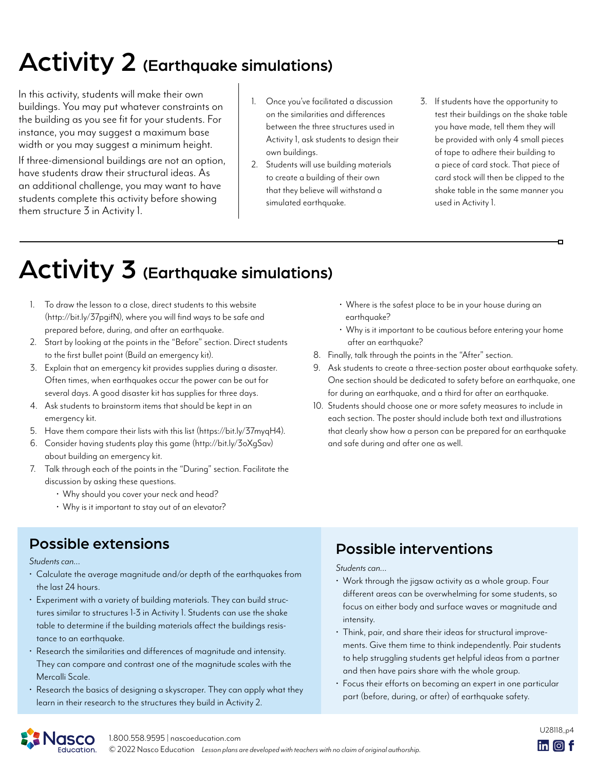# Activity 2 (Earthquake simulations)

In this activity, students will make their own buildings. You may put whatever constraints on the building as you see fit for your students. For instance, you may suggest a maximum base width or you may suggest a minimum height.

If three-dimensional buildings are not an option, have students draw their structural ideas. As an additional challenge, you may want to have students complete this activity before showing them structure 3 in Activity 1.

1. Once you've facilitated a discussion on the similarities and differences between the three structures used in Activity 1, ask students to design their own buildings.
2. Students will use building materials to create a building of their own that they believe will withstand a simulated earthquake.
3. If students have the opportunity to test their buildings on the shake table you have made, tell them they will be provided with only 4 small pieces of tape to adhere their building to a piece of card stock. That piece of card stock will then be clipped to the shake table in the same manner you used in Activity 1.

# Activity 3 (Earthquake simulations)

1. To draw the lesson to a close, direct students to this website (http://bit.ly/37pgifN), where you will find ways to be safe and prepared before, during, and after an earthquake.
2. Start by looking at the points in the "Before" section. Direct students to the first bullet point (Build an emergency kit).
3. Explain that an emergency kit provides supplies during a disaster. Often times, when earthquakes occur the power can be out for several days. A good disaster kit has supplies for three days.
4. Ask students to brainstorm items that should be kept in an emergency kit.
5. Have them compare their lists with this list (https://bit.ly/37myqH4).
6. Consider having students play this game (http://bit.ly/3oXgSav) about building an emergency kit.
7. Talk through each of the points in the "During" section. Facilitate the discussion by asking these questions.
   - Why should you cover your neck and head?
   - Why is it important to stay out of an elevator?
   - Where is the safest place to be in your house during an earthquake?
   - Why is it important to be cautious before entering your home after an earthquake?
8. Finally, talk through the points in the "After" section.
9. Ask students to create a three-section poster about earthquake safety. One section should be dedicated to safety before an earthquake, one for during an earthquake, and a third for after an earthquake.
10. Students should choose one or more safety measures to include in each section. The poster should include both text and illustrations that clearly show how a person can be prepared for an earthquake and safe during and after one as well.

## Possible extensions

*Students can...*

- Calculate the average magnitude and/or depth of the earthquakes from the last 24 hours.
- Experiment with a variety of building materials. They can build structures similar to structures 1-3 in Activity 1. Students can use the shake table to determine if the building materials affect the buildings resistance to an earthquake.
- Research the similarities and differences of magnitude and intensity. They can compare and contrast one of the magnitude scales with the Mercalli Scale.
- Research the basics of designing a skyscraper. They can apply what they learn in their research to the structures they build in Activity 2.

## Possible interventions

*Students can...*

- Work through the jigsaw activity as a whole group. Four different areas can be overwhelming for some students, so focus on either body and surface waves or magnitude and intensity.
- Think, pair, and share their ideas for structural improvements. Give them time to think independently. Pair students to help struggling students get helpful ideas from a partner and then have pairs share with the whole group.
- Focus their efforts on becoming an expert in one particular part (before, during, or after) of earthquake safety.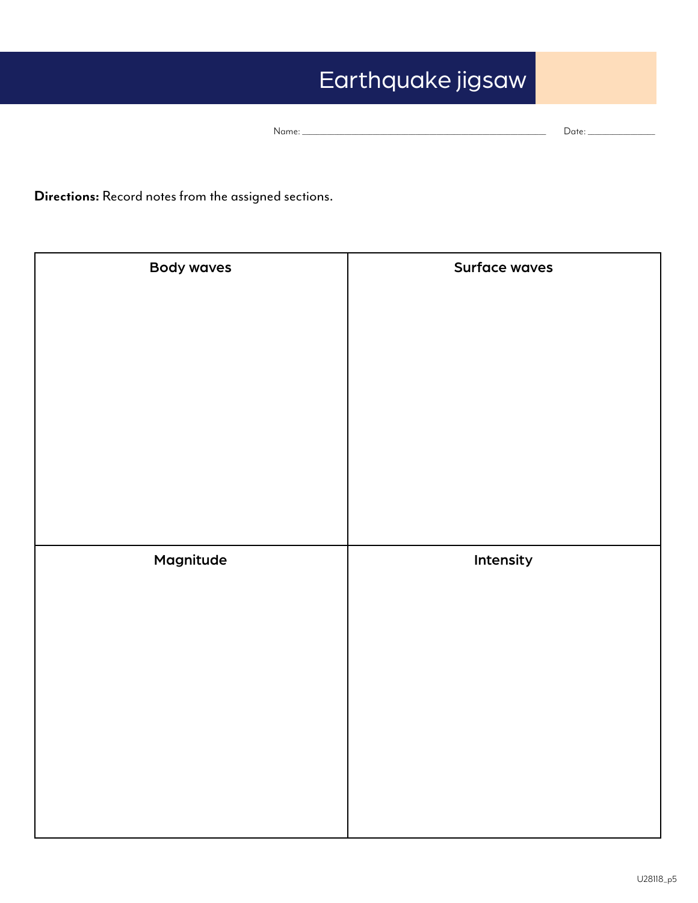# Earthquake jigsaw

Name: ______________________________ Date: ______________

**Directions:** Record notes from the assigned sections.

| Body waves | Surface waves |
| --- | --- |
| | |
| **Magnitude** | **Intensity** |
| | |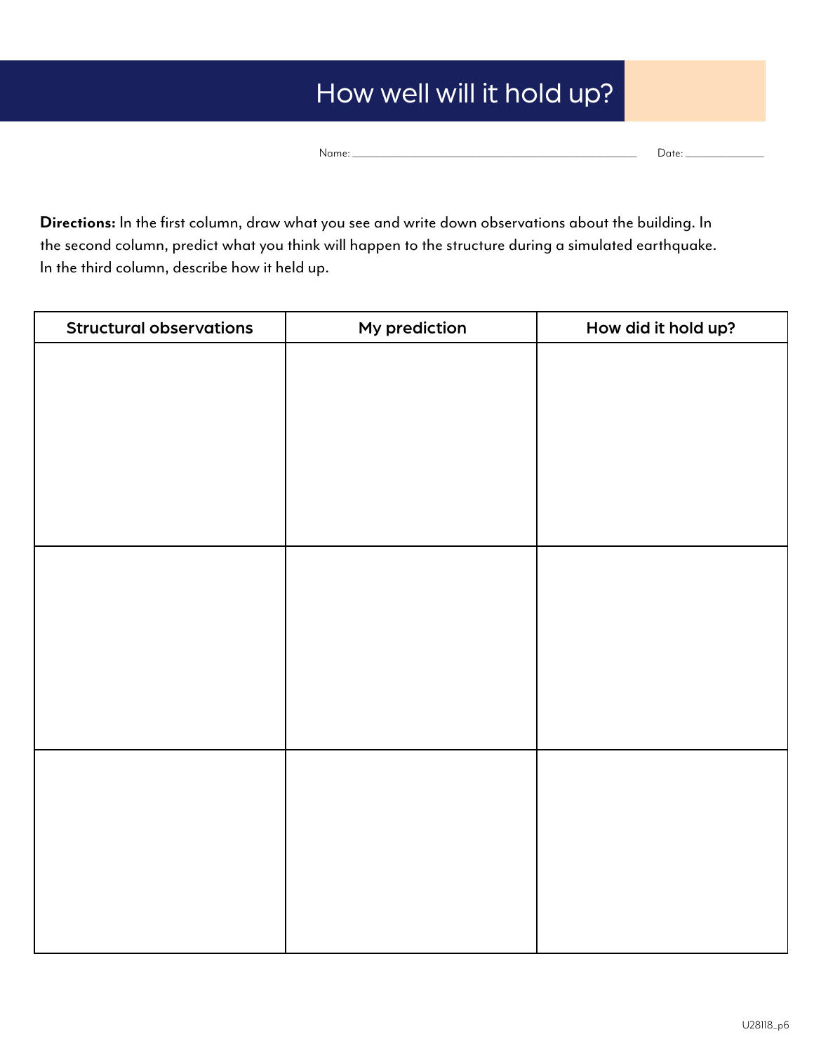# How well will it hold up?

Name: ______________________________ Date: ______________

**Directions:** In the first column, draw what you see and write down observations about the building. In the second column, predict what you think will happen to the structure during a simulated earthquake. In the third column, describe how it held up.

| Structural observations | My prediction | How did it hold up? |
| --- | --- | --- |
| | | |
| | | |
| | | |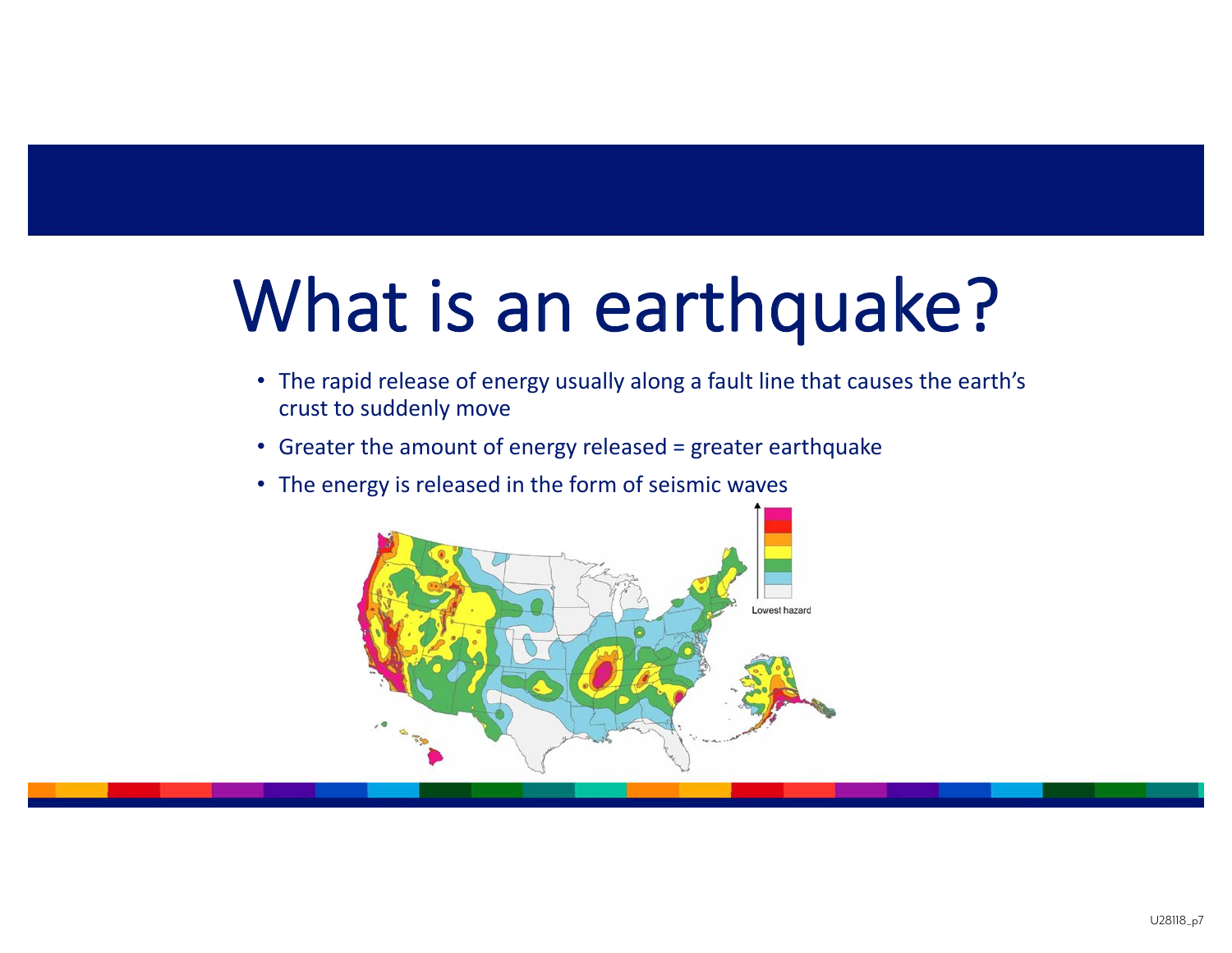# What is an earthquake?

- The rapid release of energy usually along a fault line that causes the earth's crust to suddenly move
- Greater the amount of energy released = greater earthquake
- The energy is released in the form of seismic waves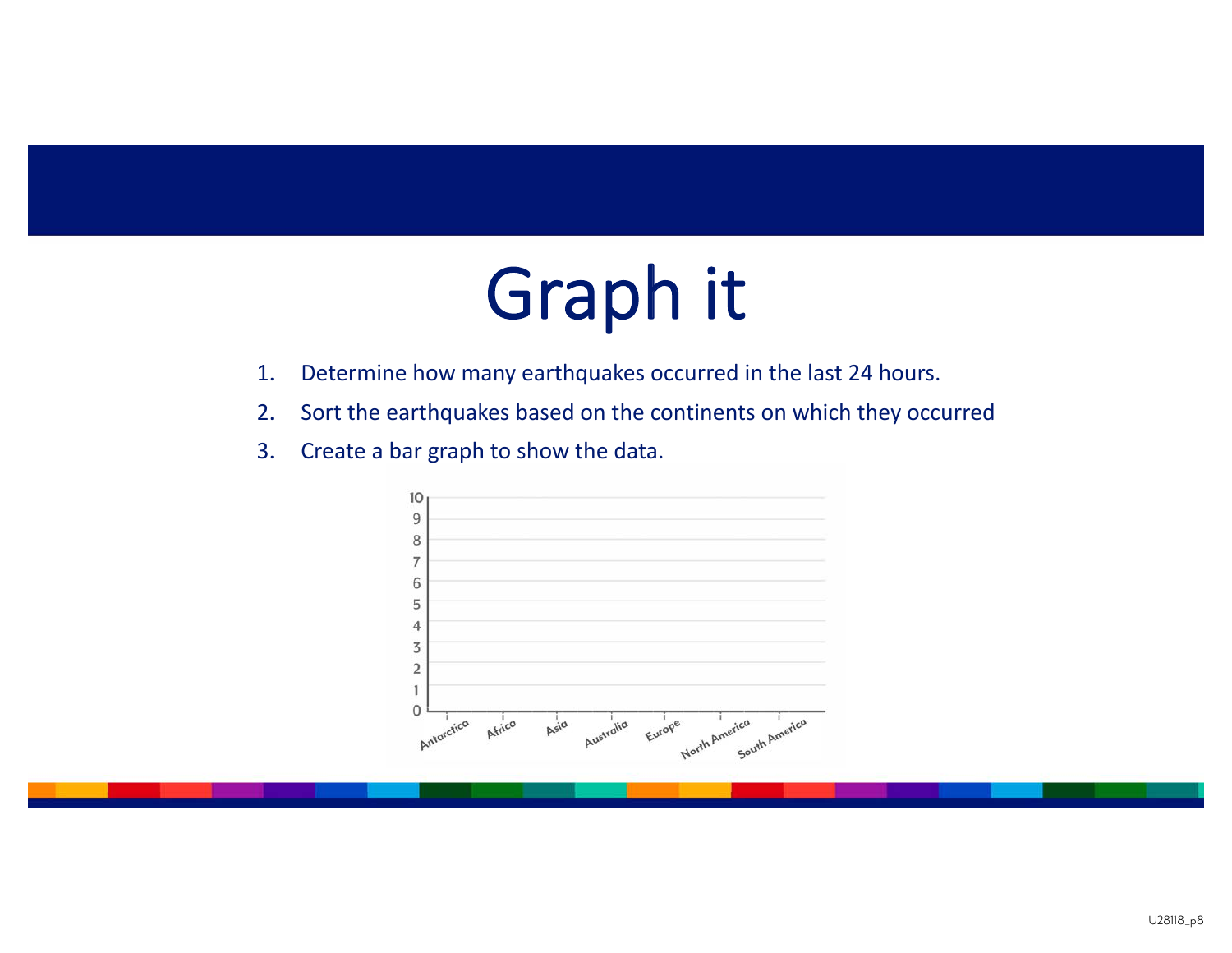# Graph it

1. Determine how many earthquakes occurred in the last 24 hours.
2. Sort the earthquakes based on the continents on which they occurred
3. Create a bar graph to show the data.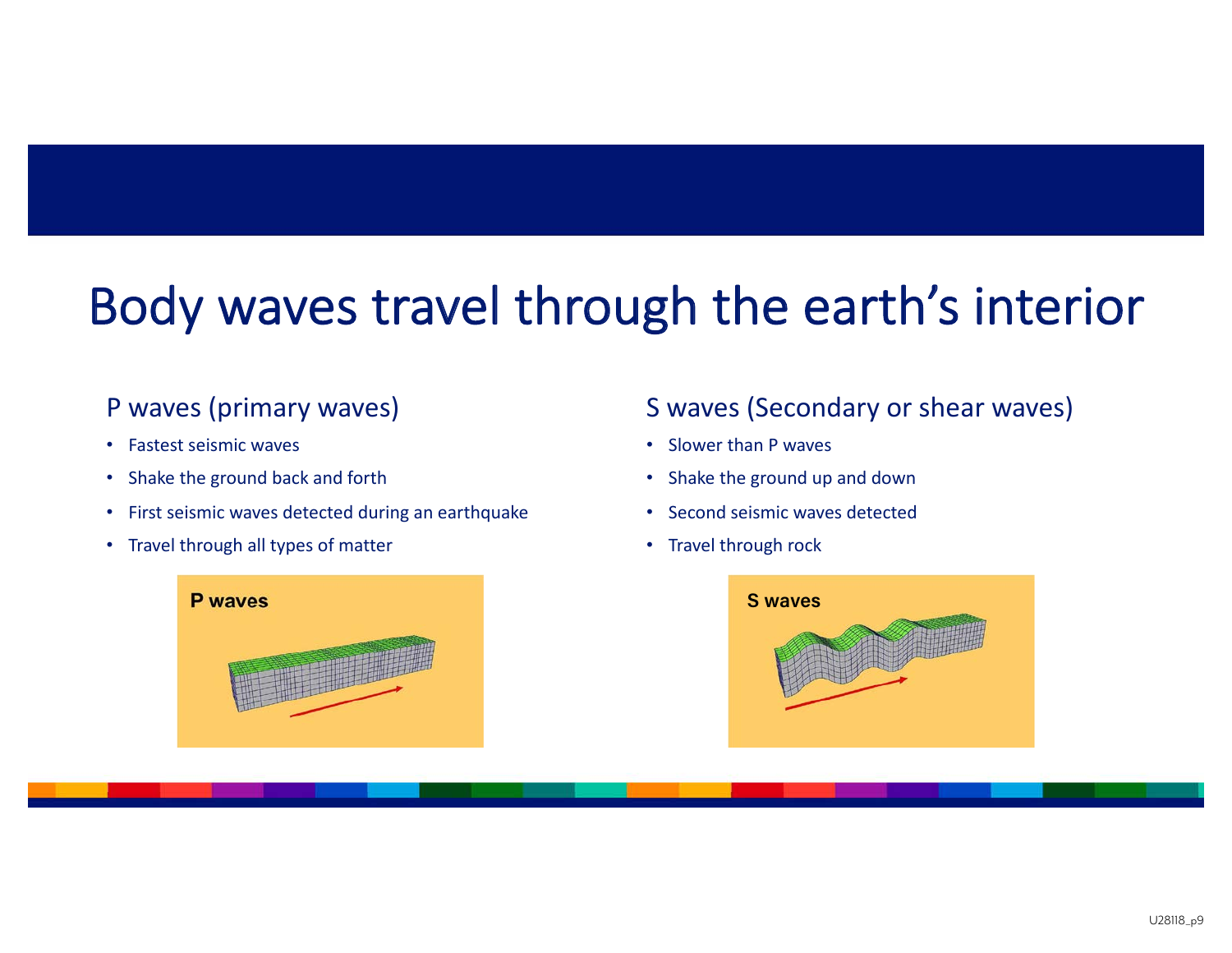# Body waves travel through the earth’s interior

## P waves (primary waves)

- Fastest seismic waves
- Shake the ground back and forth
- First seismic waves detected during an earthquake
- Travel through all types of matter

P waves

## S waves (Secondary or shear waves)

- Slower than P waves
- Shake the ground up and down
- Second seismic waves detected
- Travel through rock

S waves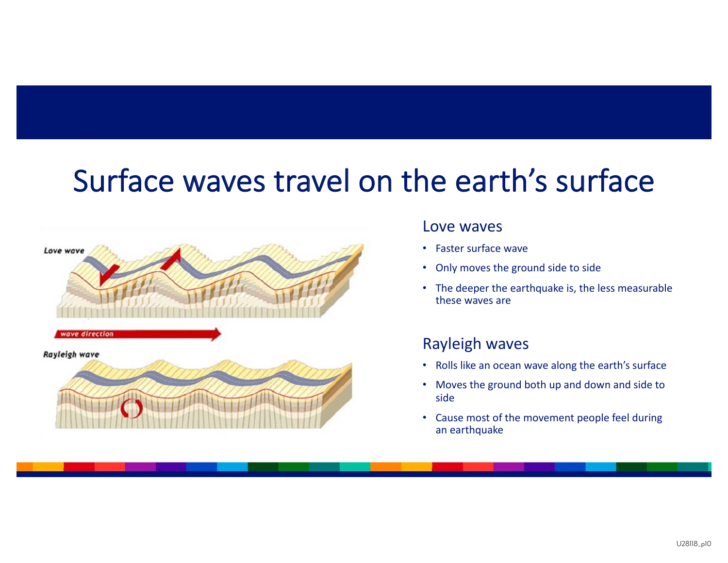# Surface waves travel on the earth's surface

Love wave

wave direction

Rayleigh wave

## Love waves

- Faster surface wave
- Only moves the ground side to side
- The deeper the earthquake is, the less measurable these waves are

## Rayleigh waves

- Rolls like an ocean wave along the earth's surface
- Moves the ground both up and down and side to side
- Cause most of the movement people feel during an earthquake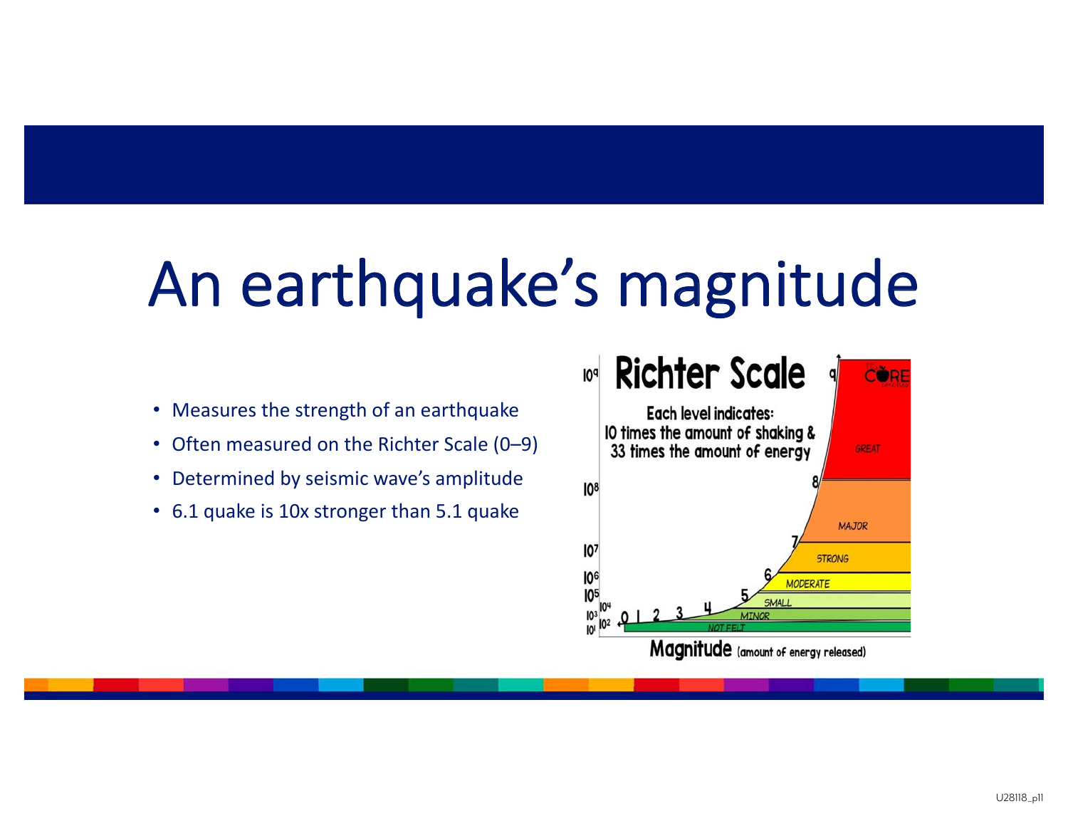# An earthquake's magnitude

- Measures the strength of an earthquake
- Often measured on the Richter Scale (0–9)
- Determined by seismic wave's amplitude
- 6.1 quake is 10x stronger than 5.1 quake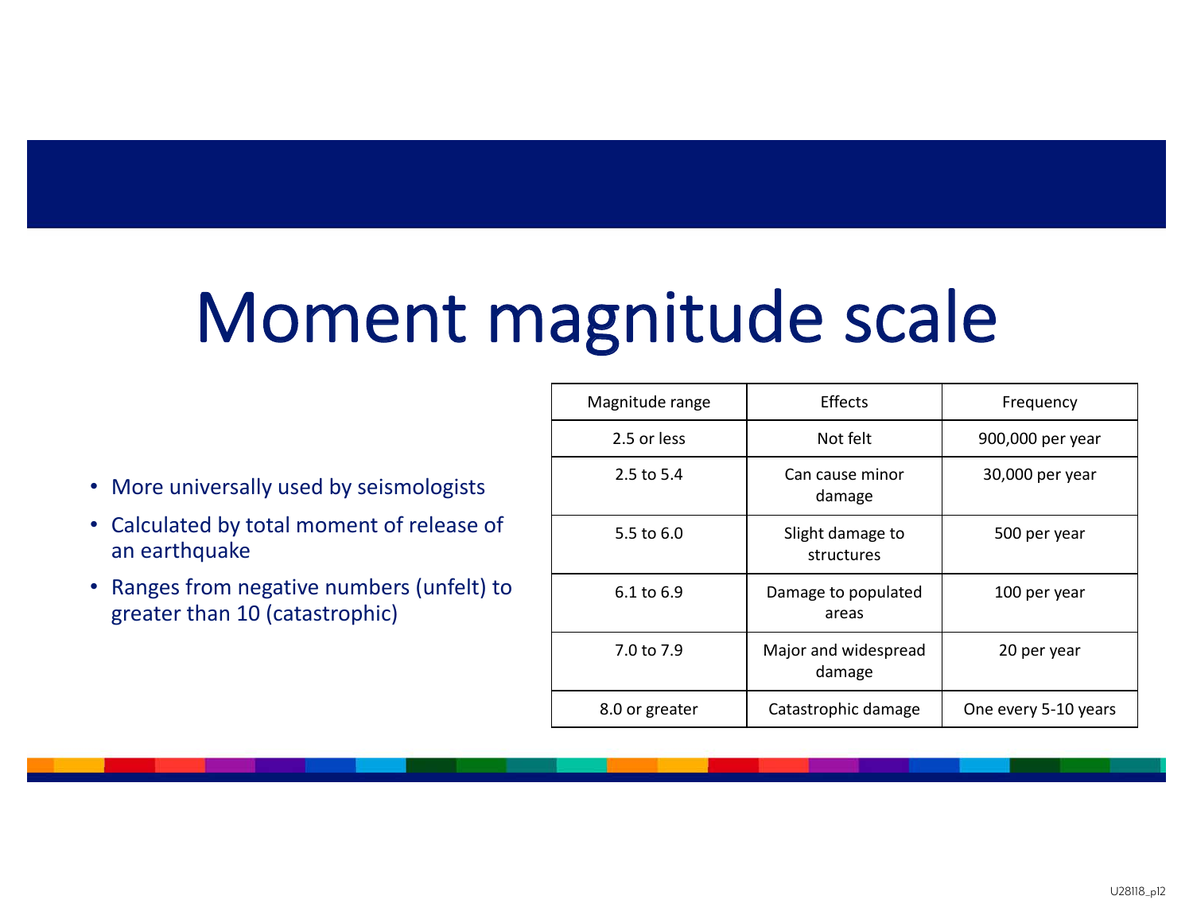# Moment magnitude scale

- More universally used by seismologists
- Calculated by total moment of release of an earthquake
- Ranges from negative numbers (unfelt) to greater than 10 (catastrophic)

| Magnitude range | Effects | Frequency |
|---|---|---|
| 2.5 or less | Not felt | 900,000 per year |
| 2.5 to 5.4 | Can cause minor damage | 30,000 per year |
| 5.5 to 6.0 | Slight damage to structures | 500 per year |
| 6.1 to 6.9 | Damage to populated areas | 100 per year |
| 7.0 to 7.9 | Major and widespread damage | 20 per year |
| 8.0 or greater | Catastrophic damage | One every 5-10 years |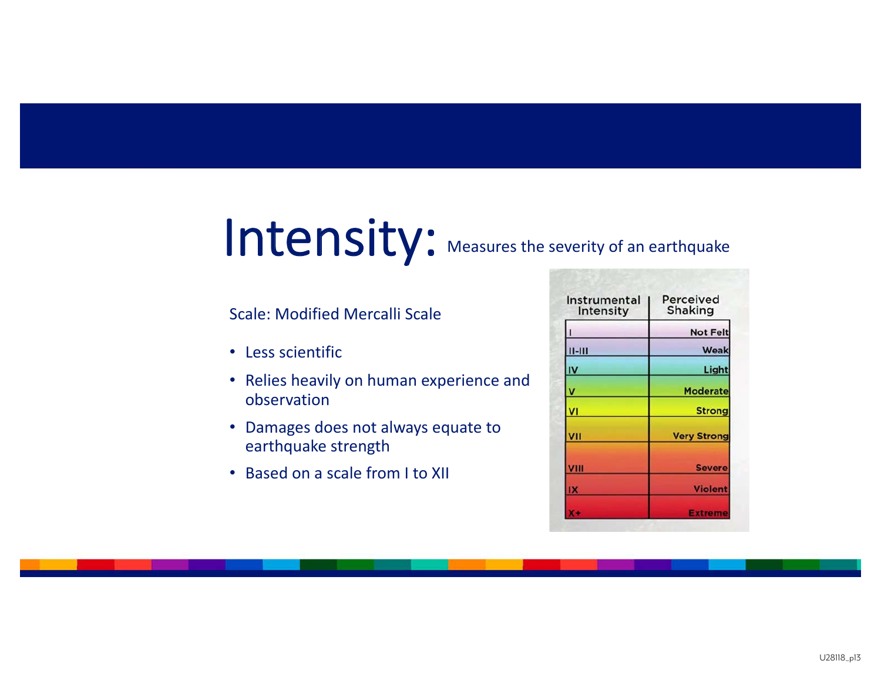# Intensity: Measures the severity of an earthquake

Scale: Modified Mercalli Scale

- Less scientific
- Relies heavily on human experience and observation
- Damages does not always equate to earthquake strength
- Based on a scale from I to XII

| Instrumental Intensity | Perceived Shaking |
|---|---|
| I | Not Felt |
| II-III | Weak |
| IV | Light |
| V | Moderate |
| VI | Strong |
| VII | Very Strong |
| VIII | Severe |
| IX | Violent |
| X+ | Extreme |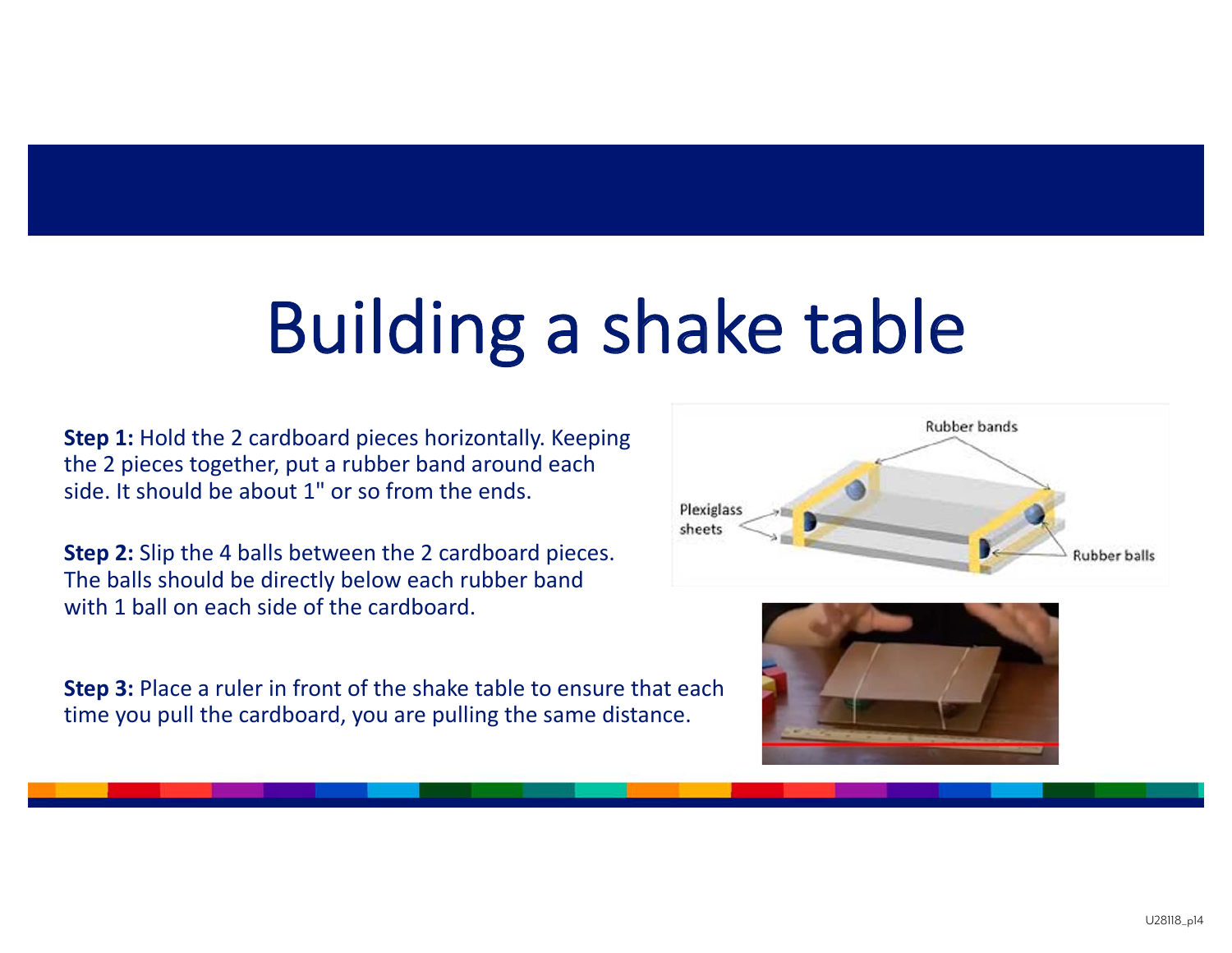# Building a shake table

**Step 1:** Hold the 2 cardboard pieces horizontally. Keeping the 2 pieces together, put a rubber band around each side. It should be about 1" or so from the ends.

**Step 2:** Slip the 4 balls between the 2 cardboard pieces. The balls should be directly below each rubber band with 1 ball on each side of the cardboard.

**Step 3:** Place a ruler in front of the shake table to ensure that each time you pull the cardboard, you are pulling the same distance.

Rubber bands

Plexiglass sheets

Rubber balls